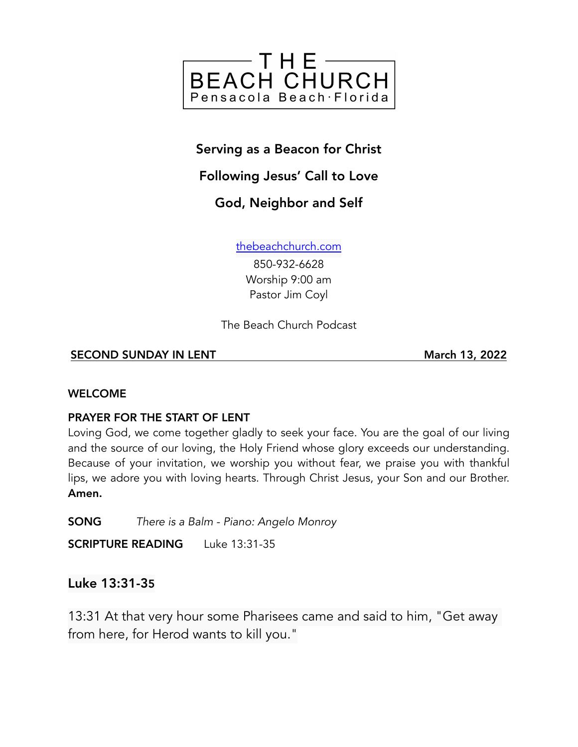# THE BEACH CHURCH
Pensacola Beach · Florida

**Serving as a Beacon for Christ**

**Following Jesus' Call to Love**

**God, Neighbor and Self**

thebeachchurch.com

850-932-6628

Worship 9:00 am

Pastor Jim Coyl

The Beach Church Podcast

**SECOND SUNDAY IN LENT** **March 13, 2022**

**WELCOME**

**PRAYER FOR THE START OF LENT**

Loving God, we come together gladly to seek your face. You are the goal of our living and the source of our loving, the Holy Friend whose glory exceeds our understanding. Because of your invitation, we worship you without fear, we praise you with thankful lips, we adore you with loving hearts. Through Christ Jesus, your Son and our Brother. **Amen.**

**SONG** *There is a Balm - Piano: Angelo Monroy*

**SCRIPTURE READING** Luke 13:31-35

## Luke 13:31-35

13:31 At that very hour some Pharisees came and said to him, "Get away from here, for Herod wants to kill you."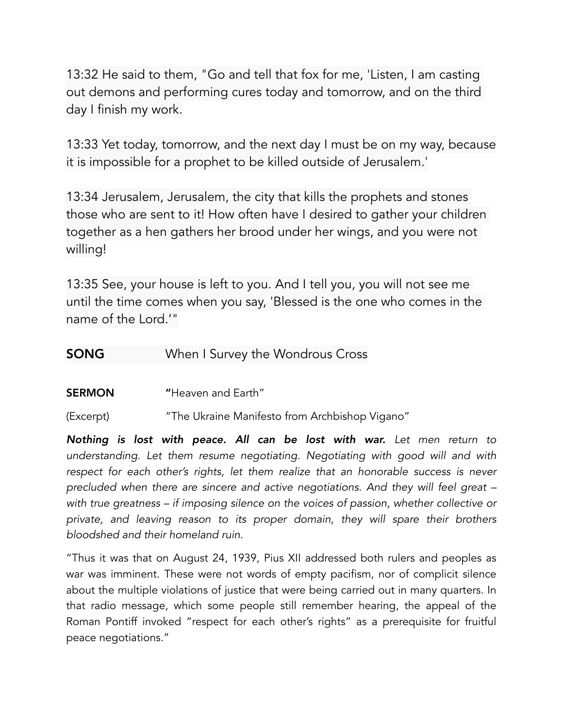13:32 He said to them, "Go and tell that fox for me, 'Listen, I am casting out demons and performing cures today and tomorrow, and on the third day I finish my work.

13:33 Yet today, tomorrow, and the next day I must be on my way, because it is impossible for a prophet to be killed outside of Jerusalem.'

13:34 Jerusalem, Jerusalem, the city that kills the prophets and stones those who are sent to it! How often have I desired to gather your children together as a hen gathers her brood under her wings, and you were not willing!

13:35 See, your house is left to you. And I tell you, you will not see me until the time comes when you say, 'Blessed is the one who comes in the name of the Lord.'"

**SONG** When I Survey the Wondrous Cross

**SERMON** **"**Heaven and Earth"

(Excerpt) "The Ukraine Manifesto from Archbishop Vigano"

***Nothing is lost with peace. All can be lost with war.*** *Let men return to understanding. Let them resume negotiating. Negotiating with good will and with respect for each other's rights, let them realize that an honorable success is never precluded when there are sincere and active negotiations. And they will feel great – with true greatness – if imposing silence on the voices of passion, whether collective or private, and leaving reason to its proper domain, they will spare their brothers bloodshed and their homeland ruin.*

"Thus it was that on August 24, 1939, Pius XII addressed both rulers and peoples as war was imminent. These were not words of empty pacifism, nor of complicit silence about the multiple violations of justice that were being carried out in many quarters. In that radio message, which some people still remember hearing, the appeal of the Roman Pontiff invoked "respect for each other's rights" as a prerequisite for fruitful peace negotiations."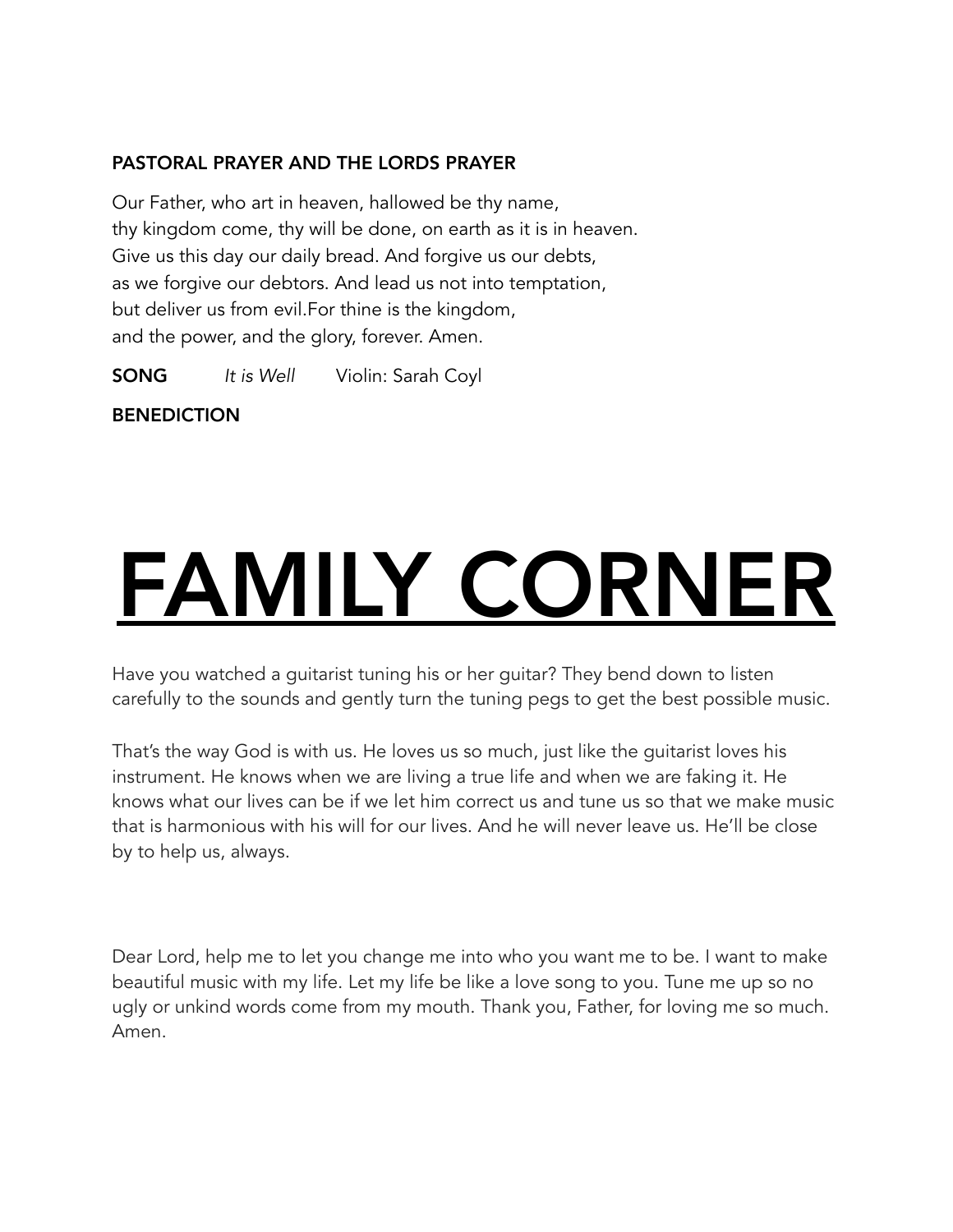**PASTORAL PRAYER AND THE LORDS PRAYER**

Our Father, who art in heaven, hallowed be thy name,
thy kingdom come, thy will be done, on earth as it is in heaven.
Give us this day our daily bread. And forgive us our debts,
as we forgive our debtors. And lead us not into temptation,
but deliver us from evil.For thine is the kingdom,
and the power, and the glory, forever. Amen.

**SONG** *It is Well* Violin: Sarah Coyl

**BENEDICTION**

# FAMILY CORNER

Have you watched a guitarist tuning his or her guitar? They bend down to listen carefully to the sounds and gently turn the tuning pegs to get the best possible music.

That's the way God is with us. He loves us so much, just like the guitarist loves his instrument. He knows when we are living a true life and when we are faking it. He knows what our lives can be if we let him correct us and tune us so that we make music that is harmonious with his will for our lives. And he will never leave us. He'll be close by to help us, always.

Dear Lord, help me to let you change me into who you want me to be. I want to make beautiful music with my life. Let my life be like a love song to you. Tune me up so no ugly or unkind words come from my mouth. Thank you, Father, for loving me so much. Amen.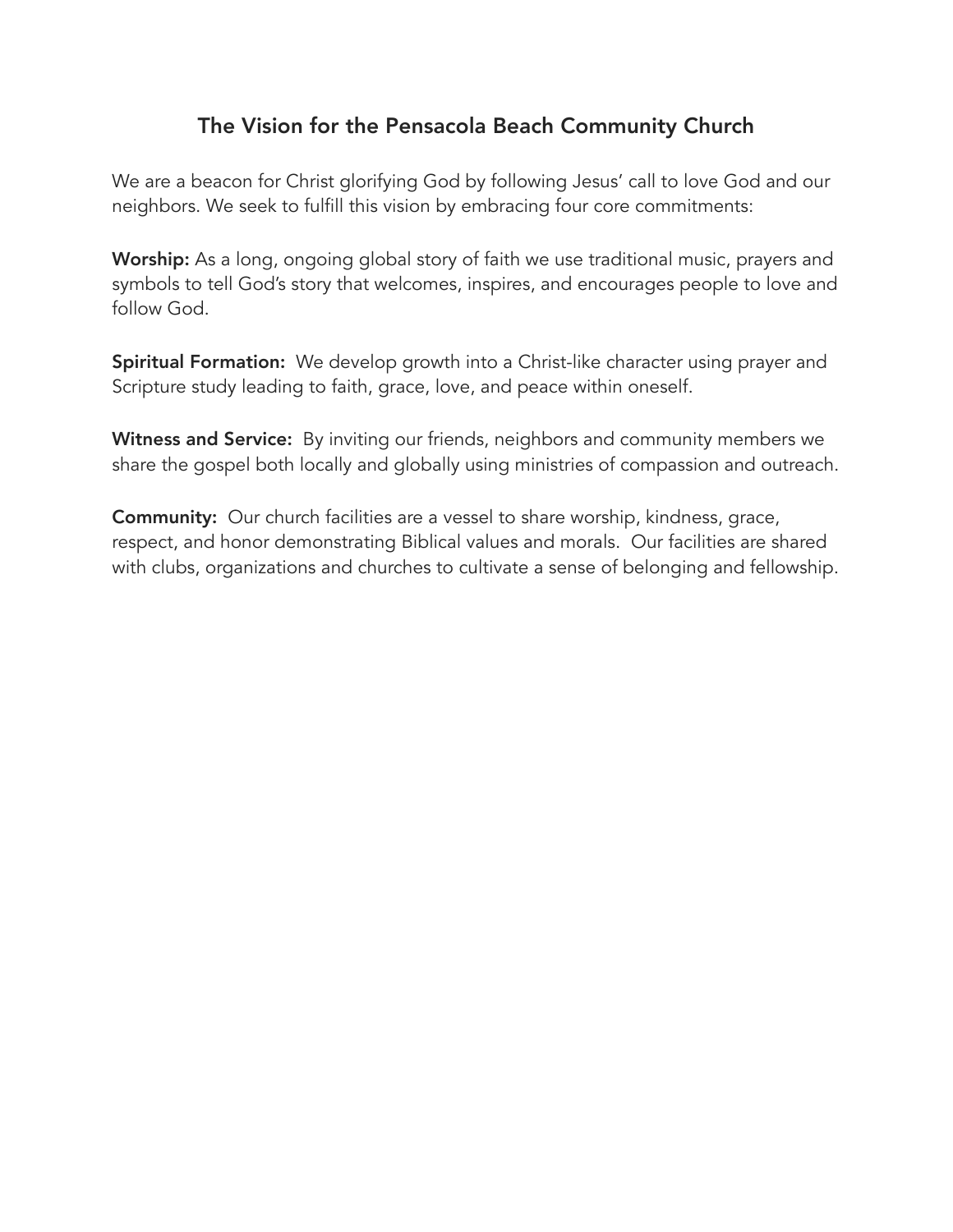## The Vision for the Pensacola Beach Community Church

We are a beacon for Christ glorifying God by following Jesus' call to love God and our neighbors. We seek to fulfill this vision by embracing four core commitments:

**Worship:** As a long, ongoing global story of faith we use traditional music, prayers and symbols to tell God's story that welcomes, inspires, and encourages people to love and follow God.

**Spiritual Formation:** We develop growth into a Christ-like character using prayer and Scripture study leading to faith, grace, love, and peace within oneself.

**Witness and Service:** By inviting our friends, neighbors and community members we share the gospel both locally and globally using ministries of compassion and outreach.

**Community:** Our church facilities are a vessel to share worship, kindness, grace, respect, and honor demonstrating Biblical values and morals. Our facilities are shared with clubs, organizations and churches to cultivate a sense of belonging and fellowship.